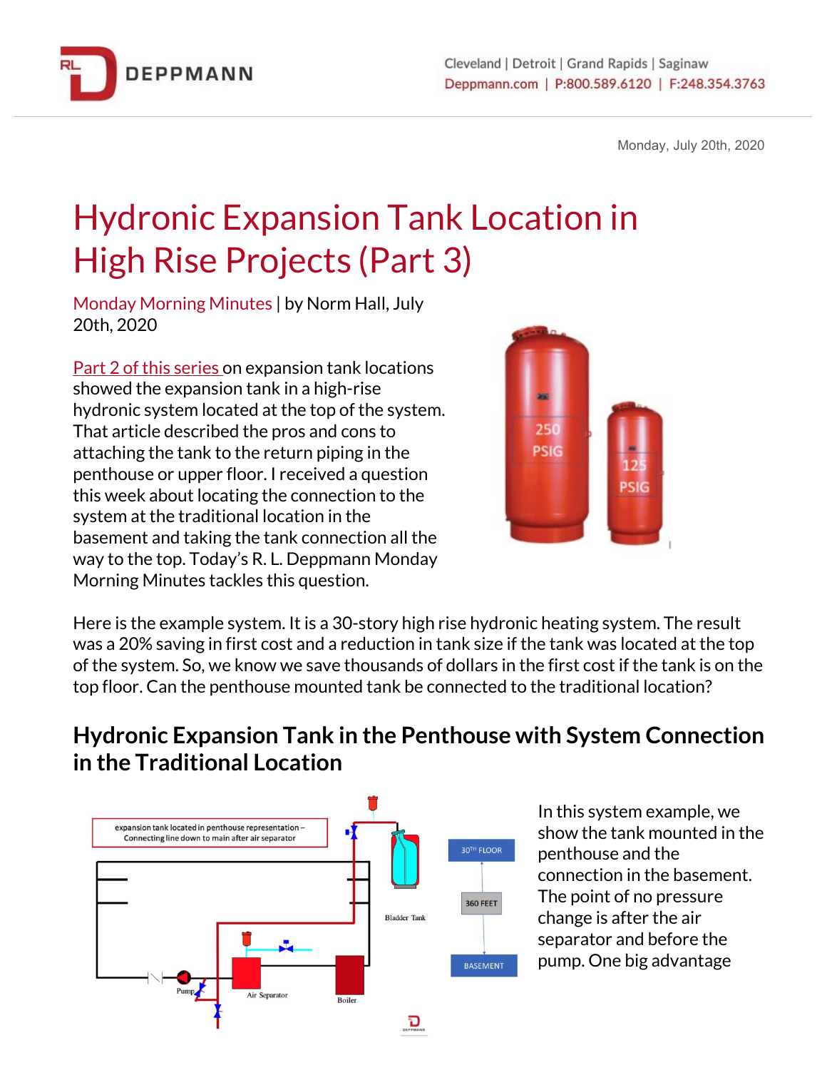Monday, July 20th, 2020

# Hydronic Expansion Tank Location in High Rise Projects (Part 3)

Monday Morning Minutes | by Norm Hall, July 20th, 2020

Part 2 of this series on expansion tank locations showed the expansion tank in a high-rise hydronic system located at the top of the system. That article described the pros and cons to attaching the tank to the return piping in the penthouse or upper floor. I received a question this week about locating the connection to the system at the traditional location in the basement and taking the tank connection all the way to the top. Today's R. L. Deppmann Monday Morning Minutes tackles this question.

Here is the example system. It is a 30-story high rise hydronic heating system. The result was a 20% saving in first cost and a reduction in tank size if the tank was located at the top of the system. So, we know we save thousands of dollars in the first cost if the tank is on the top floor. Can the penthouse mounted tank be connected to the traditional location?

## Hydronic Expansion Tank in the Penthouse with System Connection in the Traditional Location

In this system example, we show the tank mounted in the penthouse and the connection in the basement. The point of no pressure change is after the air separator and before the pump. One big advantage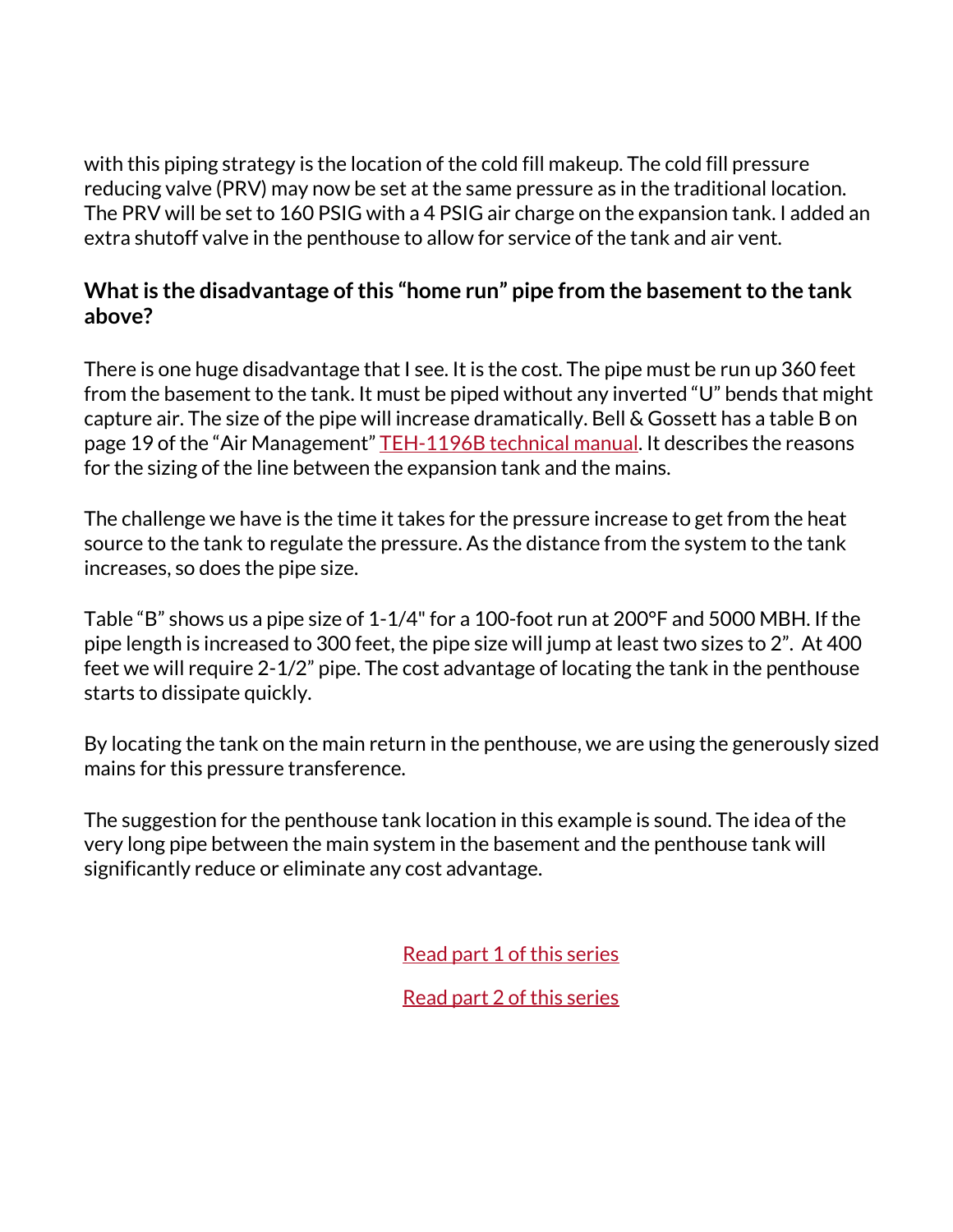with this piping strategy is the location of the cold fill makeup. The cold fill pressure reducing valve (PRV) may now be set at the same pressure as in the traditional location. The PRV will be set to 160 PSIG with a 4 PSIG air charge on the expansion tank. I added an extra shutoff valve in the penthouse to allow for service of the tank and air vent.

**What is the disadvantage of this "home run" pipe from the basement to the tank above?**

There is one huge disadvantage that I see. It is the cost. The pipe must be run up 360 feet from the basement to the tank. It must be piped without any inverted "U" bends that might capture air. The size of the pipe will increase dramatically. Bell & Gossett has a table B on page 19 of the "Air Management" [TEH-1196B technical manual](). It describes the reasons for the sizing of the line between the expansion tank and the mains.

The challenge we have is the time it takes for the pressure increase to get from the heat source to the tank to regulate the pressure. As the distance from the system to the tank increases, so does the pipe size.

Table "B" shows us a pipe size of 1-1/4" for a 100-foot run at 200°F and 5000 MBH. If the pipe length is increased to 300 feet, the pipe size will jump at least two sizes to 2". At 400 feet we will require 2-1/2" pipe. The cost advantage of locating the tank in the penthouse starts to dissipate quickly.

By locating the tank on the main return in the penthouse, we are using the generously sized mains for this pressure transference.

The suggestion for the penthouse tank location in this example is sound. The idea of the very long pipe between the main system in the basement and the penthouse tank will significantly reduce or eliminate any cost advantage.

[Read part 1 of this series]()

[Read part 2 of this series]()